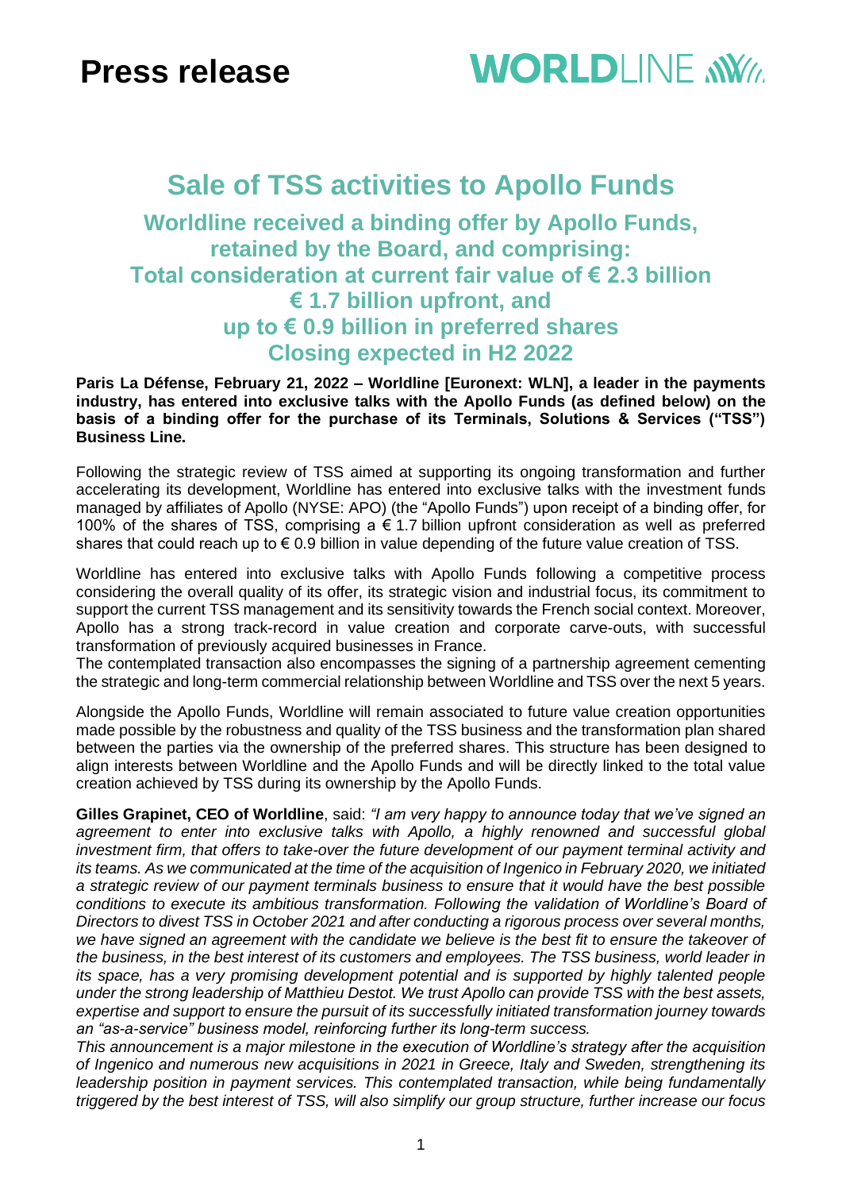# Press release

# Sale of TSS activities to Apollo Funds

## Worldline received a binding offer by Apollo Funds, retained by the Board, and comprising:
## Total consideration at current fair value of € 2.3 billion
## € 1.7 billion upfront, and
## up to € 0.9 billion in preferred shares
## Closing expected in H2 2022

**Paris La Défense, February 21, 2022 – Worldline [Euronext: WLN], a leader in the payments industry, has entered into exclusive talks with the Apollo Funds (as defined below) on the basis of a binding offer for the purchase of its Terminals, Solutions & Services ("TSS") Business Line.**

Following the strategic review of TSS aimed at supporting its ongoing transformation and further accelerating its development, Worldline has entered into exclusive talks with the investment funds managed by affiliates of Apollo (NYSE: APO) (the "Apollo Funds") upon receipt of a binding offer, for 100% of the shares of TSS, comprising a € 1.7 billion upfront consideration as well as preferred shares that could reach up to € 0.9 billion in value depending of the future value creation of TSS.

Worldline has entered into exclusive talks with Apollo Funds following a competitive process considering the overall quality of its offer, its strategic vision and industrial focus, its commitment to support the current TSS management and its sensitivity towards the French social context. Moreover, Apollo has a strong track-record in value creation and corporate carve-outs, with successful transformation of previously acquired businesses in France.

The contemplated transaction also encompasses the signing of a partnership agreement cementing the strategic and long-term commercial relationship between Worldline and TSS over the next 5 years.

Alongside the Apollo Funds, Worldline will remain associated to future value creation opportunities made possible by the robustness and quality of the TSS business and the transformation plan shared between the parties via the ownership of the preferred shares. This structure has been designed to align interests between Worldline and the Apollo Funds and will be directly linked to the total value creation achieved by TSS during its ownership by the Apollo Funds.

**Gilles Grapinet, CEO of Worldline**, said: *"I am very happy to announce today that we've signed an agreement to enter into exclusive talks with Apollo, a highly renowned and successful global investment firm, that offers to take-over the future development of our payment terminal activity and its teams. As we communicated at the time of the acquisition of Ingenico in February 2020, we initiated a strategic review of our payment terminals business to ensure that it would have the best possible conditions to execute its ambitious transformation. Following the validation of Worldline's Board of Directors to divest TSS in October 2021 and after conducting a rigorous process over several months, we have signed an agreement with the candidate we believe is the best fit to ensure the takeover of the business, in the best interest of its customers and employees. The TSS business, world leader in its space, has a very promising development potential and is supported by highly talented people under the strong leadership of Matthieu Destot. We trust Apollo can provide TSS with the best assets, expertise and support to ensure the pursuit of its successfully initiated transformation journey towards an "as-a-service" business model, reinforcing further its long-term success.*

*This announcement is a major milestone in the execution of Worldline's strategy after the acquisition of Ingenico and numerous new acquisitions in 2021 in Greece, Italy and Sweden, strengthening its leadership position in payment services. This contemplated transaction, while being fundamentally triggered by the best interest of TSS, will also simplify our group structure, further increase our focus*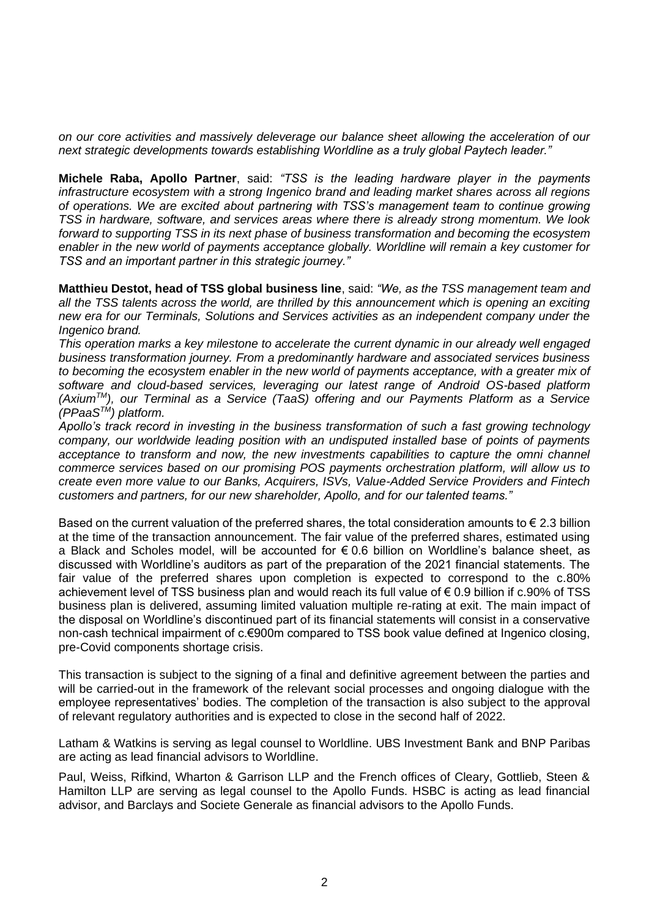*on our core activities and massively deleverage our balance sheet allowing the acceleration of our next strategic developments towards establishing Worldline as a truly global Paytech leader."*

**Michele Raba, Apollo Partner**, said: *"TSS is the leading hardware player in the payments infrastructure ecosystem with a strong Ingenico brand and leading market shares across all regions of operations. We are excited about partnering with TSS's management team to continue growing TSS in hardware, software, and services areas where there is already strong momentum. We look forward to supporting TSS in its next phase of business transformation and becoming the ecosystem enabler in the new world of payments acceptance globally. Worldline will remain a key customer for TSS and an important partner in this strategic journey."*

**Matthieu Destot, head of TSS global business line**, said: *"We, as the TSS management team and all the TSS talents across the world, are thrilled by this announcement which is opening an exciting new era for our Terminals, Solutions and Services activities as an independent company under the Ingenico brand.*

*This operation marks a key milestone to accelerate the current dynamic in our already well engaged business transformation journey. From a predominantly hardware and associated services business to becoming the ecosystem enabler in the new world of payments acceptance, with a greater mix of software and cloud-based services, leveraging our latest range of Android OS-based platform (Axium™), our Terminal as a Service (TaaS) offering and our Payments Platform as a Service (PPaaS™) platform.*

*Apollo's track record in investing in the business transformation of such a fast growing technology company, our worldwide leading position with an undisputed installed base of points of payments acceptance to transform and now, the new investments capabilities to capture the omni channel commerce services based on our promising POS payments orchestration platform, will allow us to create even more value to our Banks, Acquirers, ISVs, Value-Added Service Providers and Fintech customers and partners, for our new shareholder, Apollo, and for our talented teams."*

Based on the current valuation of the preferred shares, the total consideration amounts to € 2.3 billion at the time of the transaction announcement. The fair value of the preferred shares, estimated using a Black and Scholes model, will be accounted for € 0.6 billion on Worldline's balance sheet, as discussed with Worldline's auditors as part of the preparation of the 2021 financial statements. The fair value of the preferred shares upon completion is expected to correspond to the c.80% achievement level of TSS business plan and would reach its full value of € 0.9 billion if c.90% of TSS business plan is delivered, assuming limited valuation multiple re-rating at exit. The main impact of the disposal on Worldline's discontinued part of its financial statements will consist in a conservative non-cash technical impairment of c.€900m compared to TSS book value defined at Ingenico closing, pre-Covid components shortage crisis.

This transaction is subject to the signing of a final and definitive agreement between the parties and will be carried-out in the framework of the relevant social processes and ongoing dialogue with the employee representatives' bodies. The completion of the transaction is also subject to the approval of relevant regulatory authorities and is expected to close in the second half of 2022.

Latham & Watkins is serving as legal counsel to Worldline. UBS Investment Bank and BNP Paribas are acting as lead financial advisors to Worldline.

Paul, Weiss, Rifkind, Wharton & Garrison LLP and the French offices of Cleary, Gottlieb, Steen & Hamilton LLP are serving as legal counsel to the Apollo Funds. HSBC is acting as lead financial advisor, and Barclays and Societe Generale as financial advisors to the Apollo Funds.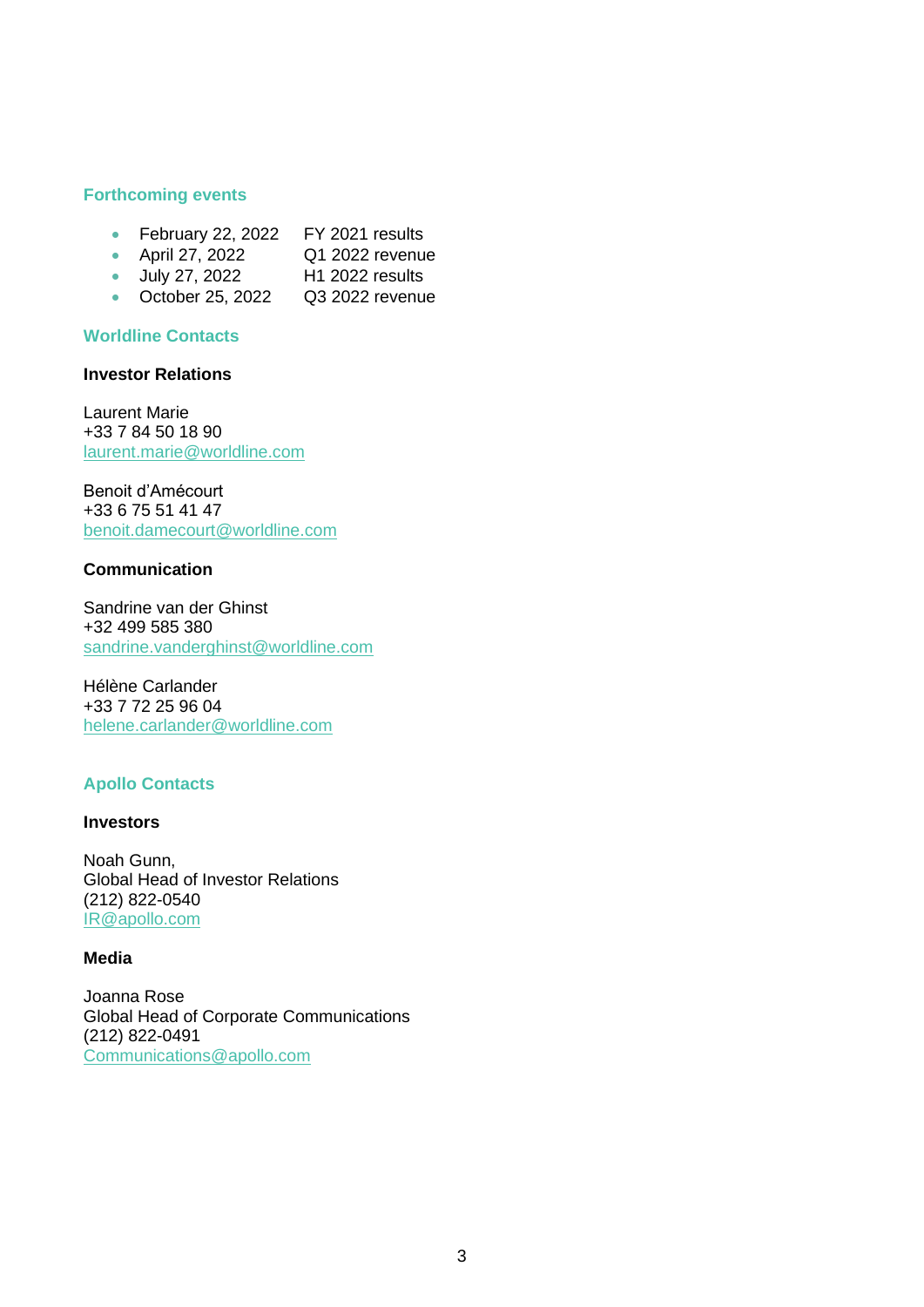## Forthcoming events

- February 22, 2022 FY 2021 results
- April 27, 2022 Q1 2022 revenue
- July 27, 2022 H1 2022 results
- October 25, 2022 Q3 2022 revenue

## Worldline Contacts

### Investor Relations

Laurent Marie
+33 7 84 50 18 90
laurent.marie@worldline.com

Benoit d'Amécourt
+33 6 75 51 41 47
benoit.damecourt@worldline.com

### Communication

Sandrine van der Ghinst
+32 499 585 380
sandrine.vanderghinst@worldline.com

Hélène Carlander
+33 7 72 25 96 04
helene.carlander@worldline.com

## Apollo Contacts

### Investors

Noah Gunn,
Global Head of Investor Relations
(212) 822-0540
IR@apollo.com

### Media

Joanna Rose
Global Head of Corporate Communications
(212) 822-0491
Communications@apollo.com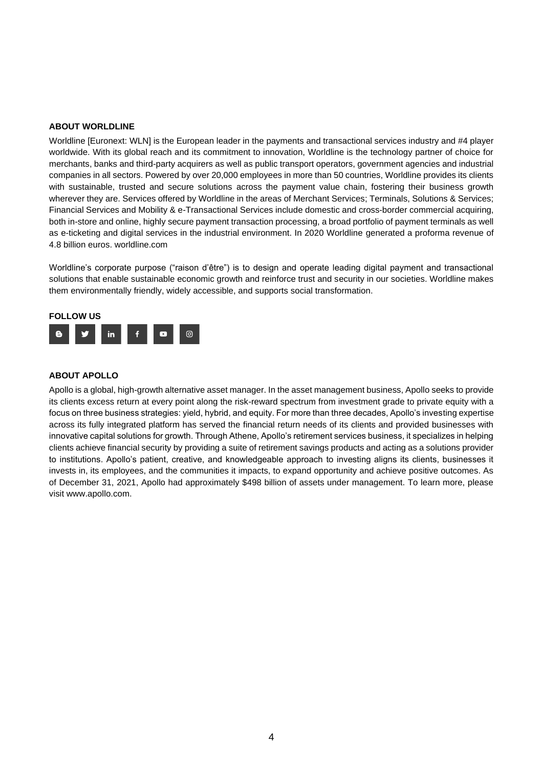**ABOUT WORLDLINE**

Worldline [Euronext: WLN] is the European leader in the payments and transactional services industry and #4 player worldwide. With its global reach and its commitment to innovation, Worldline is the technology partner of choice for merchants, banks and third-party acquirers as well as public transport operators, government agencies and industrial companies in all sectors. Powered by over 20,000 employees in more than 50 countries, Worldline provides its clients with sustainable, trusted and secure solutions across the payment value chain, fostering their business growth wherever they are. Services offered by Worldline in the areas of Merchant Services; Terminals, Solutions & Services; Financial Services and Mobility & e-Transactional Services include domestic and cross-border commercial acquiring, both in-store and online, highly secure payment transaction processing, a broad portfolio of payment terminals as well as e-ticketing and digital services in the industrial environment. In 2020 Worldline generated a proforma revenue of 4.8 billion euros. worldline.com

Worldline's corporate purpose ("raison d'être") is to design and operate leading digital payment and transactional solutions that enable sustainable economic growth and reinforce trust and security in our societies. Worldline makes them environmentally friendly, widely accessible, and supports social transformation.

**FOLLOW US**

**ABOUT APOLLO**

Apollo is a global, high-growth alternative asset manager. In the asset management business, Apollo seeks to provide its clients excess return at every point along the risk-reward spectrum from investment grade to private equity with a focus on three business strategies: yield, hybrid, and equity. For more than three decades, Apollo's investing expertise across its fully integrated platform has served the financial return needs of its clients and provided businesses with innovative capital solutions for growth. Through Athene, Apollo's retirement services business, it specializes in helping clients achieve financial security by providing a suite of retirement savings products and acting as a solutions provider to institutions. Apollo's patient, creative, and knowledgeable approach to investing aligns its clients, businesses it invests in, its employees, and the communities it impacts, to expand opportunity and achieve positive outcomes. As of December 31, 2021, Apollo had approximately $498 billion of assets under management. To learn more, please visit www.apollo.com.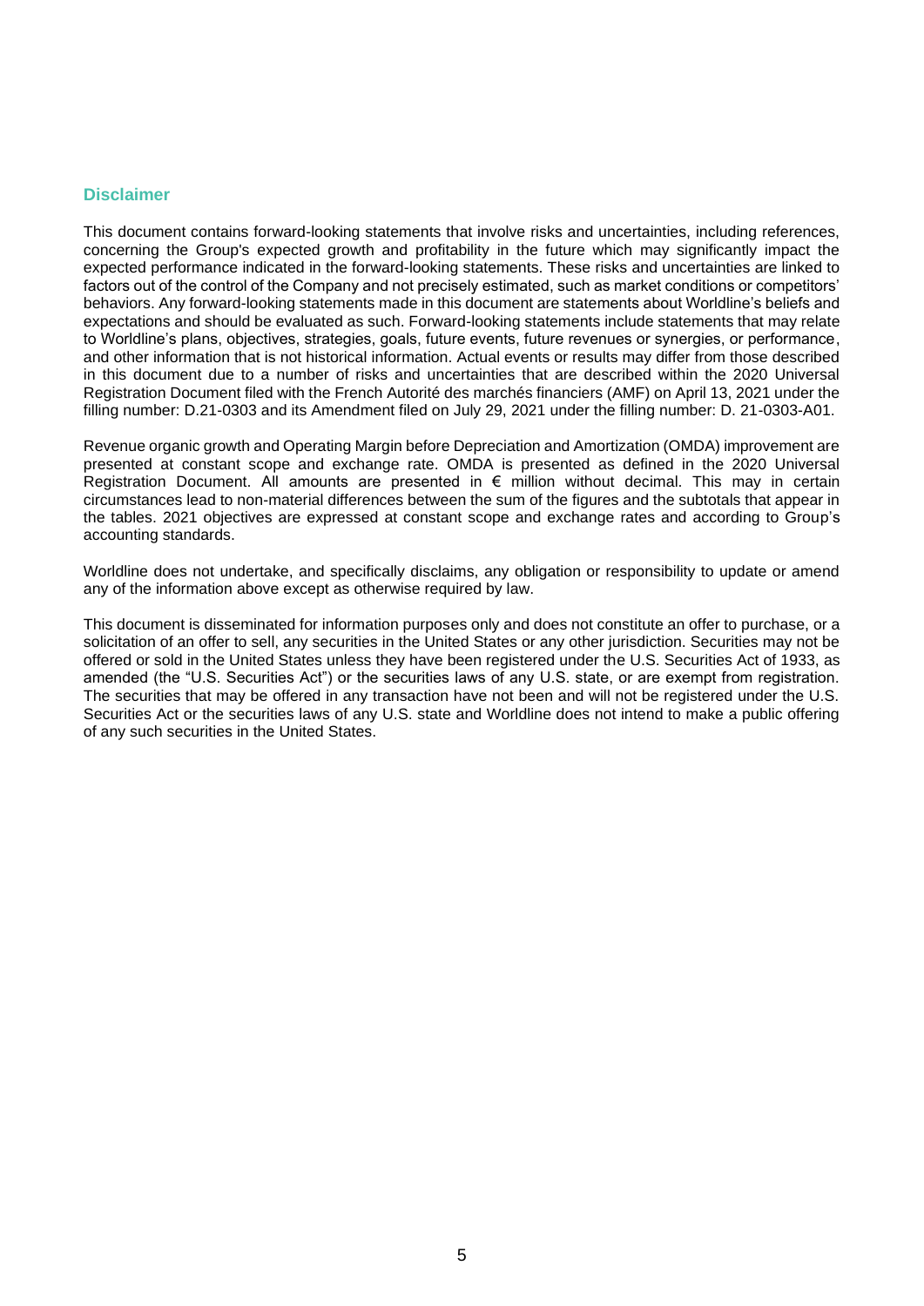## Disclaimer

This document contains forward-looking statements that involve risks and uncertainties, including references, concerning the Group's expected growth and profitability in the future which may significantly impact the expected performance indicated in the forward-looking statements. These risks and uncertainties are linked to factors out of the control of the Company and not precisely estimated, such as market conditions or competitors' behaviors. Any forward-looking statements made in this document are statements about Worldline's beliefs and expectations and should be evaluated as such. Forward-looking statements include statements that may relate to Worldline's plans, objectives, strategies, goals, future events, future revenues or synergies, or performance, and other information that is not historical information. Actual events or results may differ from those described in this document due to a number of risks and uncertainties that are described within the 2020 Universal Registration Document filed with the French Autorité des marchés financiers (AMF) on April 13, 2021 under the filling number: D.21-0303 and its Amendment filed on July 29, 2021 under the filling number: D. 21-0303-A01.

Revenue organic growth and Operating Margin before Depreciation and Amortization (OMDA) improvement are presented at constant scope and exchange rate. OMDA is presented as defined in the 2020 Universal Registration Document. All amounts are presented in € million without decimal. This may in certain circumstances lead to non-material differences between the sum of the figures and the subtotals that appear in the tables. 2021 objectives are expressed at constant scope and exchange rates and according to Group's accounting standards.

Worldline does not undertake, and specifically disclaims, any obligation or responsibility to update or amend any of the information above except as otherwise required by law.

This document is disseminated for information purposes only and does not constitute an offer to purchase, or a solicitation of an offer to sell, any securities in the United States or any other jurisdiction. Securities may not be offered or sold in the United States unless they have been registered under the U.S. Securities Act of 1933, as amended (the "U.S. Securities Act") or the securities laws of any U.S. state, or are exempt from registration. The securities that may be offered in any transaction have not been and will not be registered under the U.S. Securities Act or the securities laws of any U.S. state and Worldline does not intend to make a public offering of any such securities in the United States.